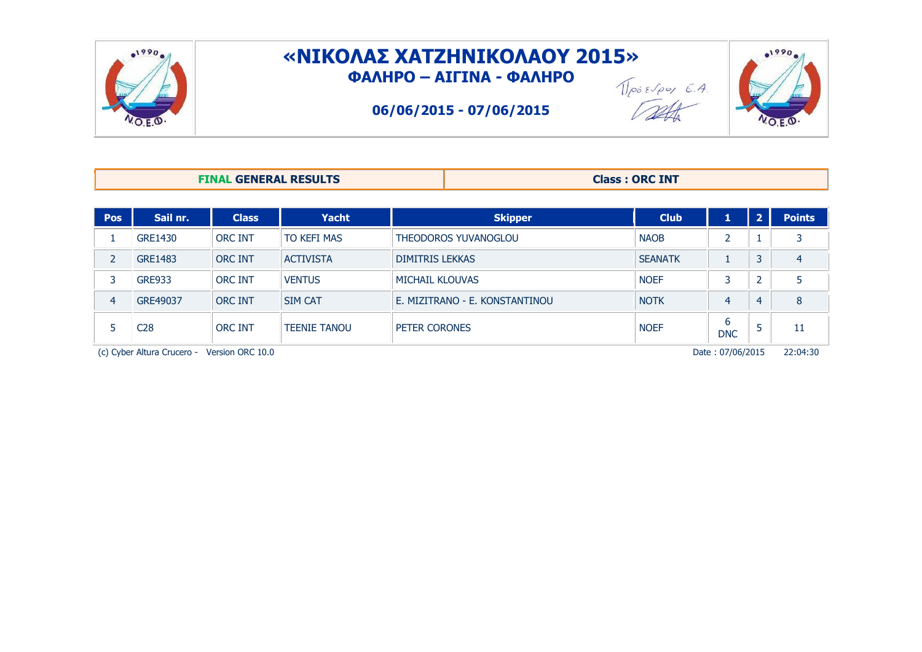# «ΝΙΚΟΛΑΣ ΧΑΤΖΗΝΙΚΟΛΑΟΥ 2015»

## ΦΑΛΗΡΟ – ΑΙΓΙΝΑ - ΦΑΛΗΡΟ

**06/06/2015 - 07/06/2015**

Πρόεδρος Ε.Α.

| FINAL GENERAL RESULTS | Class : ORC INT |
|---|---|

| Pos | Sail nr. | Class | Yacht | Skipper | Club | 1 | 2 | Points |
|---|---|---|---|---|---|---|---|---|
| 1 | GRE1430 | ORC INT | TO KEFI MAS | THEODOROS YUVANOGLOU | NAOB | 2 | 1 | 3 |
| 2 | GRE1483 | ORC INT | ACTIVISTA | DIMITRIS LEKKAS | SEANATK | 1 | 3 | 4 |
| 3 | GRE933 | ORC INT | VENTUS | MICHAIL KLOUVAS | NOEF | 3 | 2 | 5 |
| 4 | GRE49037 | ORC INT | SIM CAT | E. MIZITRANO - E. KONSTANTINOU | NOTK | 4 | 4 | 8 |
| 5 | C28 | ORC INT | TEENIE TANOU | PETER CORONES | NOEF | 6 DNC | 5 | 11 |

(c) Cyber Altura Crucero - Version ORC 10.0 Date : 07/06/2015 22:04:30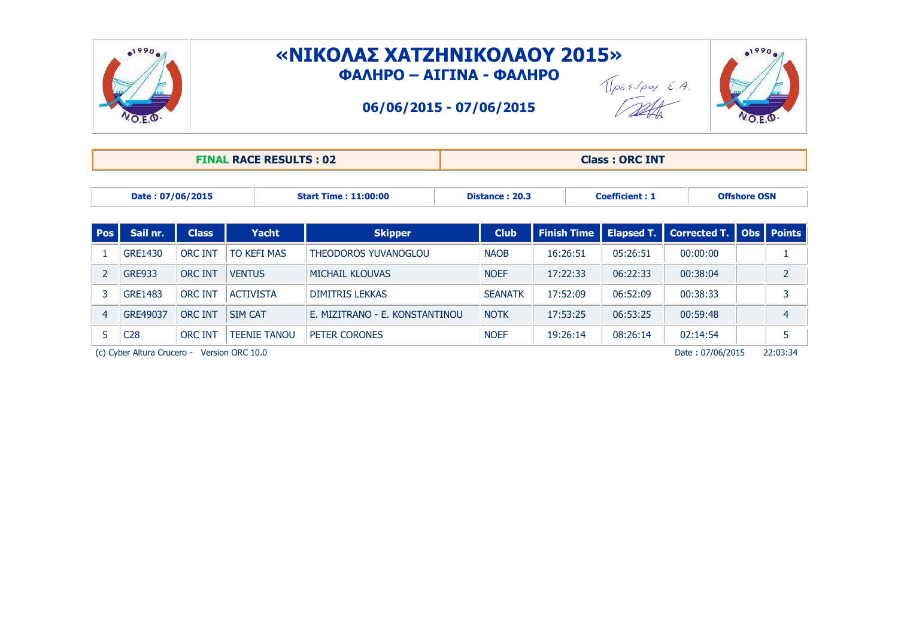# «ΝΙΚΟΛΑΣ ΧΑΤΖΗΝΙΚΟΛΑΟΥ 2015»

## ΦΑΛΗΡΟ – ΑΙΓΙΝΑ - ΦΑΛΗΡΟ

**06/06/2015 - 07/06/2015**

Πρόεδρος Ε.Α.

| **FINAL RACE RESULTS : 02** | **Class : ORC INT** |
|---|---|

| Date : 07/06/2015 | Start Time : 11:00:00 | Distance : 20.3 | Coefficient : 1 | Offshore OSN |
|---|---|---|---|---|

| Pos | Sail nr. | Class | Yacht | Skipper | Club | Finish Time | Elapsed T. | Corrected T. | Obs | Points |
|---|---|---|---|---|---|---|---|---|---|---|
| 1 | GRE1430 | ORC INT | TO KEFI MAS | THEODOROS YUVANOGLOU | NAOB | 16:26:51 | 05:26:51 | 00:00:00 | | 1 |
| 2 | GRE933 | ORC INT | VENTUS | MICHAIL KLOUVAS | NOEF | 17:22:33 | 06:22:33 | 00:38:04 | | 2 |
| 3 | GRE1483 | ORC INT | ACTIVISTA | DIMITRIS LEKKAS | SEANATK | 17:52:09 | 06:52:09 | 00:38:33 | | 3 |
| 4 | GRE49037 | ORC INT | SIM CAT | E. MIZITRANO - E. KONSTANTINOU | NOTK | 17:53:25 | 06:53:25 | 00:59:48 | | 4 |
| 5 | C28 | ORC INT | TEENIE TANOU | PETER CORONES | NOEF | 19:26:14 | 08:26:14 | 02:14:54 | | 5 |

(c) Cyber Altura Crucero - Version ORC 10.0 Date : 07/06/2015 22:03:34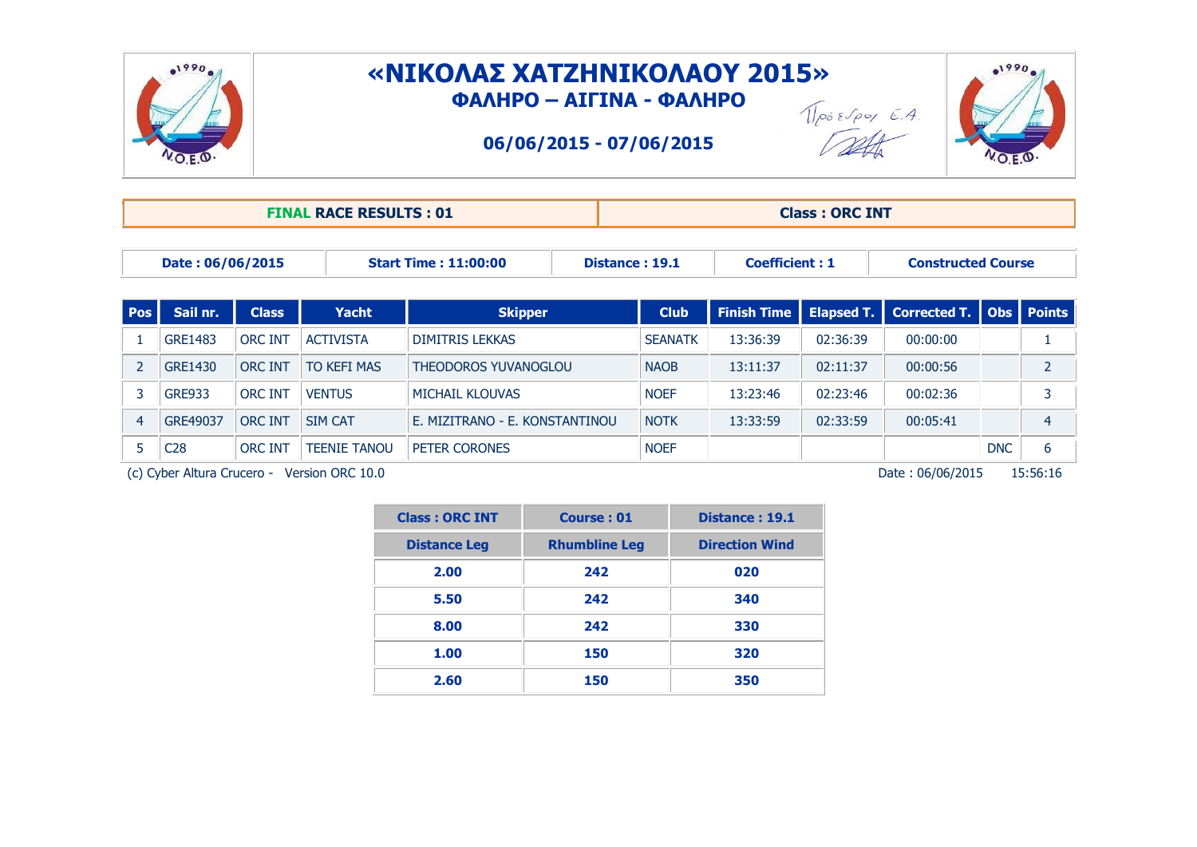# «ΝΙΚΟΛΑΣ ΧΑΤΖΗΝΙΚΟΛΑΟΥ 2015»

## ΦΑΛΗΡΟ – ΑΙΓΙΝΑ - ΦΑΛΗΡΟ

**06/06/2015 - 07/06/2015**

Πρόεδρος Ε.Α.

| **FINAL RACE RESULTS : 01** | **Class : ORC INT** |
|---|---|

| **Date : 06/06/2015** | **Start Time : 11:00:00** | **Distance : 19.1** | **Coefficient : 1** | **Constructed Course** |
|---|---|---|---|---|

| Pos | Sail nr. | Class | Yacht | Skipper | Club | Finish Time | Elapsed T. | Corrected T. | Obs | Points |
|---|---|---|---|---|---|---|---|---|---|---|
| 1 | GRE1483 | ORC INT | ACTIVISTA | DIMITRIS LEKKAS | SEANATK | 13:36:39 | 02:36:39 | 00:00:00 | | 1 |
| 2 | GRE1430 | ORC INT | TO KEFI MAS | THEODOROS YUVANOGLOU | NAOB | 13:11:37 | 02:11:37 | 00:00:56 | | 2 |
| 3 | GRE933 | ORC INT | VENTUS | MICHAIL KLOUVAS | NOEF | 13:23:46 | 02:23:46 | 00:02:36 | | 3 |
| 4 | GRE49037 | ORC INT | SIM CAT | E. MIZITRANO - E. KONSTANTINOU | NOTK | 13:33:59 | 02:33:59 | 00:05:41 | | 4 |
| 5 | C28 | ORC INT | TEENIE TANOU | PETER CORONES | NOEF | | | | DNC | 6 |

(c) Cyber Altura Crucero - Version ORC 10.0 Date : 06/06/2015 15:56:16

| **Class : ORC INT** | **Course : 01** | **Distance : 19.1** |
|---|---|---|
| **Distance Leg** | **Rhumbline Leg** | **Direction Wind** |
| 2.00 | 242 | 020 |
| 5.50 | 242 | 340 |
| 8.00 | 242 | 330 |
| 1.00 | 150 | 320 |
| 2.60 | 150 | 350 |